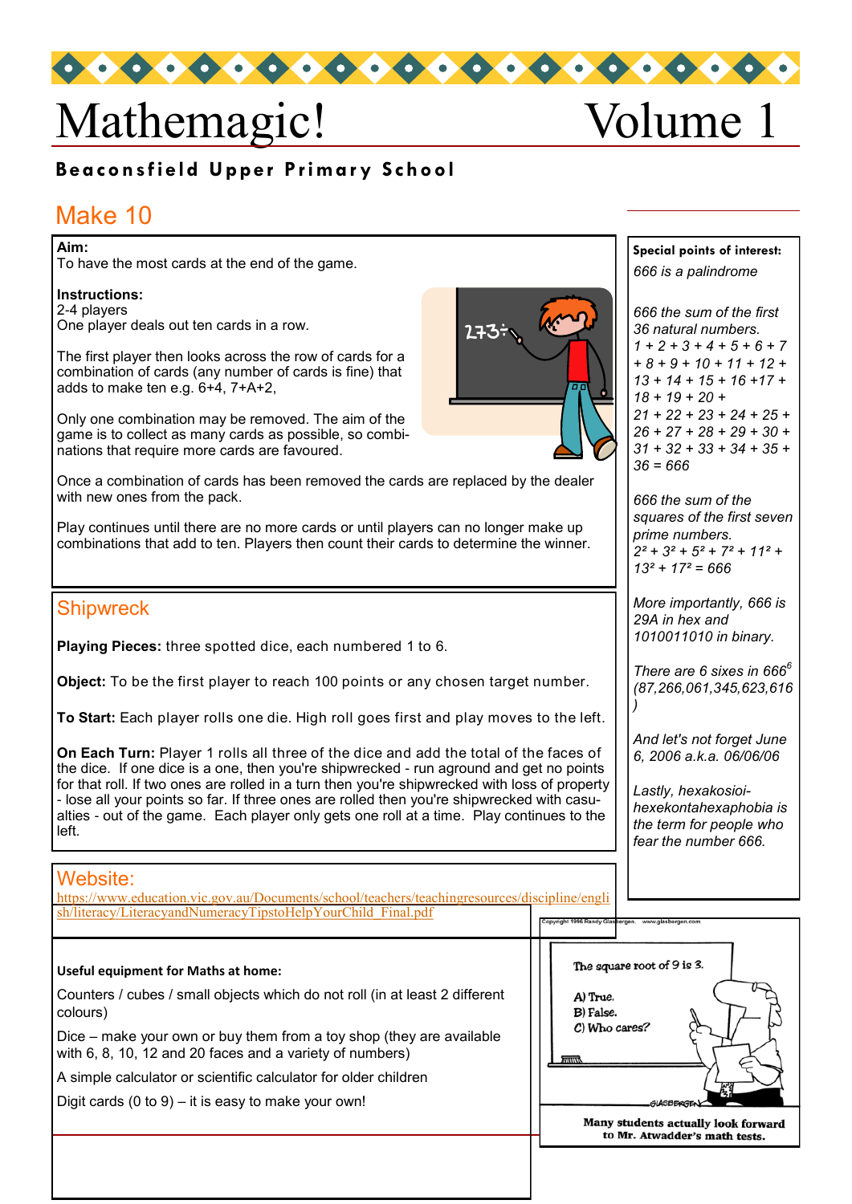# Mathemagic! Volume 1

**Beaconsfield Upper Primary School**

## Make 10

**Aim:**
To have the most cards at the end of the game.

**Instructions:**
2-4 players
One player deals out ten cards in a row.

The first player then looks across the row of cards for a combination of cards (any number of cards is fine) that adds to make ten e.g. 6+4, 7+A+2,

Only one combination may be removed. The aim of the game is to collect as many cards as possible, so combinations that require more cards are favoured.

Once a combination of cards has been removed the cards are replaced by the dealer with new ones from the pack.

Play continues until there are no more cards or until players can no longer make up combinations that add to ten. Players then count their cards to determine the winner.

## Shipwreck

**Playing Pieces:** three spotted dice, each numbered 1 to 6.

**Object:** To be the first player to reach 100 points or any chosen target number.

**To Start:** Each player rolls one die. High roll goes first and play moves to the left.

**On Each Turn:** Player 1 rolls all three of the dice and add the total of the faces of the dice. If one dice is a one, then you're shipwrecked - run aground and get no points for that roll. If two ones are rolled in a turn then you're shipwrecked with loss of property - lose all your points so far. If three ones are rolled then you're shipwrecked with casualties - out of the game. Each player only gets one roll at a time. Play continues to the left.

## Website:

https://www.education.vic.gov.au/Documents/school/teachers/teachingresources/discipline/english/literacy/LiteracyandNumeracyTipstoHelpYourChild_Final.pdf

**Useful equipment for Maths at home:**

Counters / cubes / small objects which do not roll (in at least 2 different colours)

Dice – make your own or buy them from a toy shop (they are available with 6, 8, 10, 12 and 20 faces and a variety of numbers)

A simple calculator or scientific calculator for older children

Digit cards (0 to 9) – it is easy to make your own!

**Special points of interest:**

*666 is a palindrome*

*666 the sum of the first 36 natural numbers.*
*1 + 2 + 3 + 4 + 5 + 6 + 7 + 8 + 9 + 10 + 11 + 12 + 13 + 14 + 15 + 16 +17 + 18 + 19 + 20 + 21 + 22 + 23 + 24 + 25 + 26 + 27 + 28 + 29 + 30 + 31 + 32 + 33 + 34 + 35 + 36 = 666*

*666 the sum of the squares of the first seven prime numbers.*
$2^2 + 3^2 + 5^2 + 7^2 + 11^2 + 13^2 + 17^2 = 666$

*More importantly, 666 is 29A in hex and 1010011010 in binary.*

*There are 6 sixes in* $666^6$ *(87,266,061,345,623,616)*

*And let's not forget June 6, 2006 a.k.a. 06/06/06*

*Lastly, hexakosioihexekontahexaphobia is the term for people who fear the number 666.*

Copyright 1996 Randy Glasbergen. www.glasbergen.com

The square root of 9 is 3.
A) True.
B) False.
C) Who cares?

Many students actually look forward to Mr. Atwadder's math tests.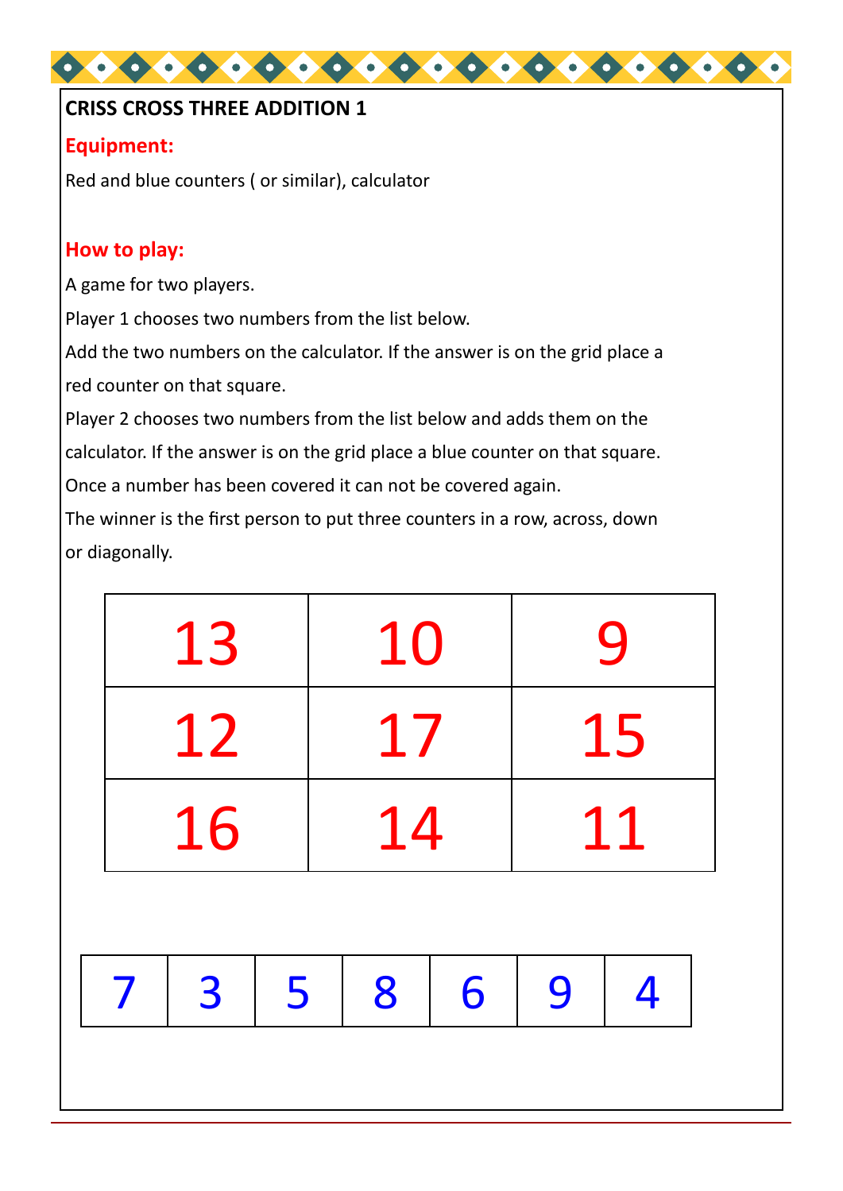# CRISS CROSS THREE ADDITION 1

**Equipment:**

Red and blue counters ( or similar), calculator

**How to play:**

A game for two players.

Player 1 chooses two numbers from the list below.

Add the two numbers on the calculator. If the answer is on the grid place a red counter on that square.

Player 2 chooses two numbers from the list below and adds them on the calculator. If the answer is on the grid place a blue counter on that square.

Once a number has been covered it can not be covered again.

The winner is the first person to put three counters in a row, across, down or diagonally.

| | | |
|---|---|---|
| 13 | 10 | 9 |
| 12 | 17 | 15 |
| 16 | 14 | 11 |

| | | | | | | |
|---|---|---|---|---|---|---|
| 7 | 3 | 5 | 8 | 6 | 9 | 4 |